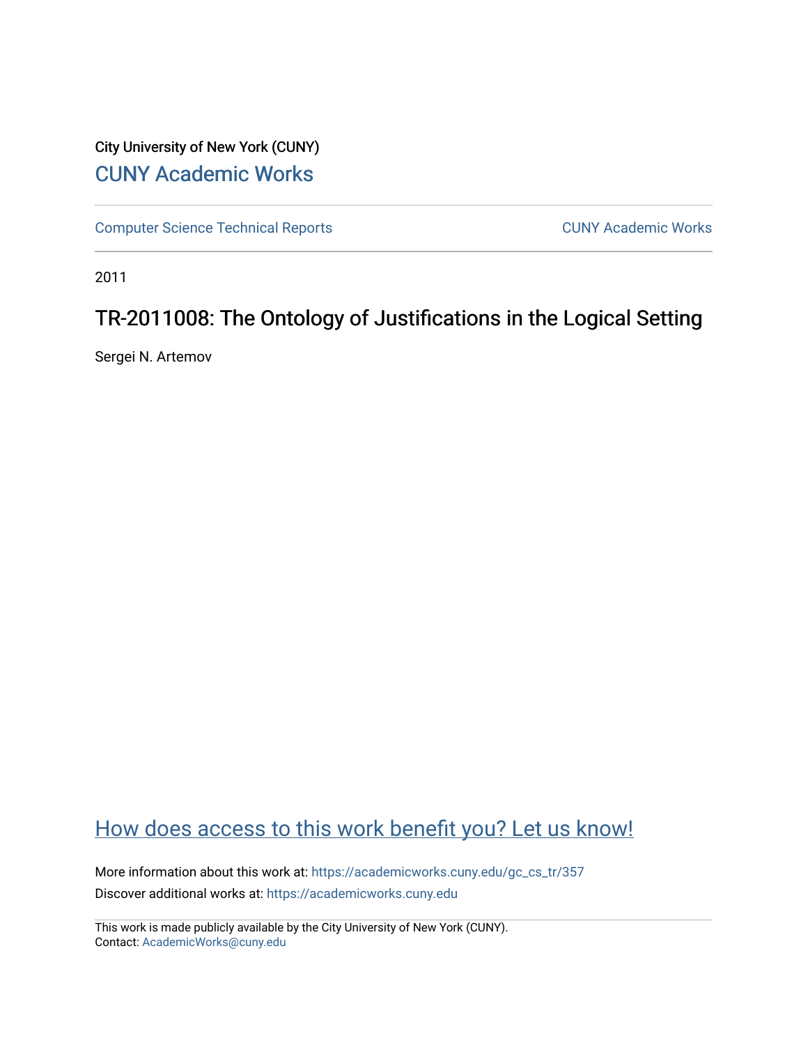City University of New York (CUNY)

CUNY Academic Works

Computer Science Technical Reports

CUNY Academic Works

2011

# TR-2011008: The Ontology of Justifications in the Logical Setting

Sergei N. Artemov

How does access to this work benefit you? Let us know!

More information about this work at: https://academicworks.cuny.edu/gc_cs_tr/357

Discover additional works at: https://academicworks.cuny.edu

This work is made publicly available by the City University of New York (CUNY).
Contact: AcademicWorks@cuny.edu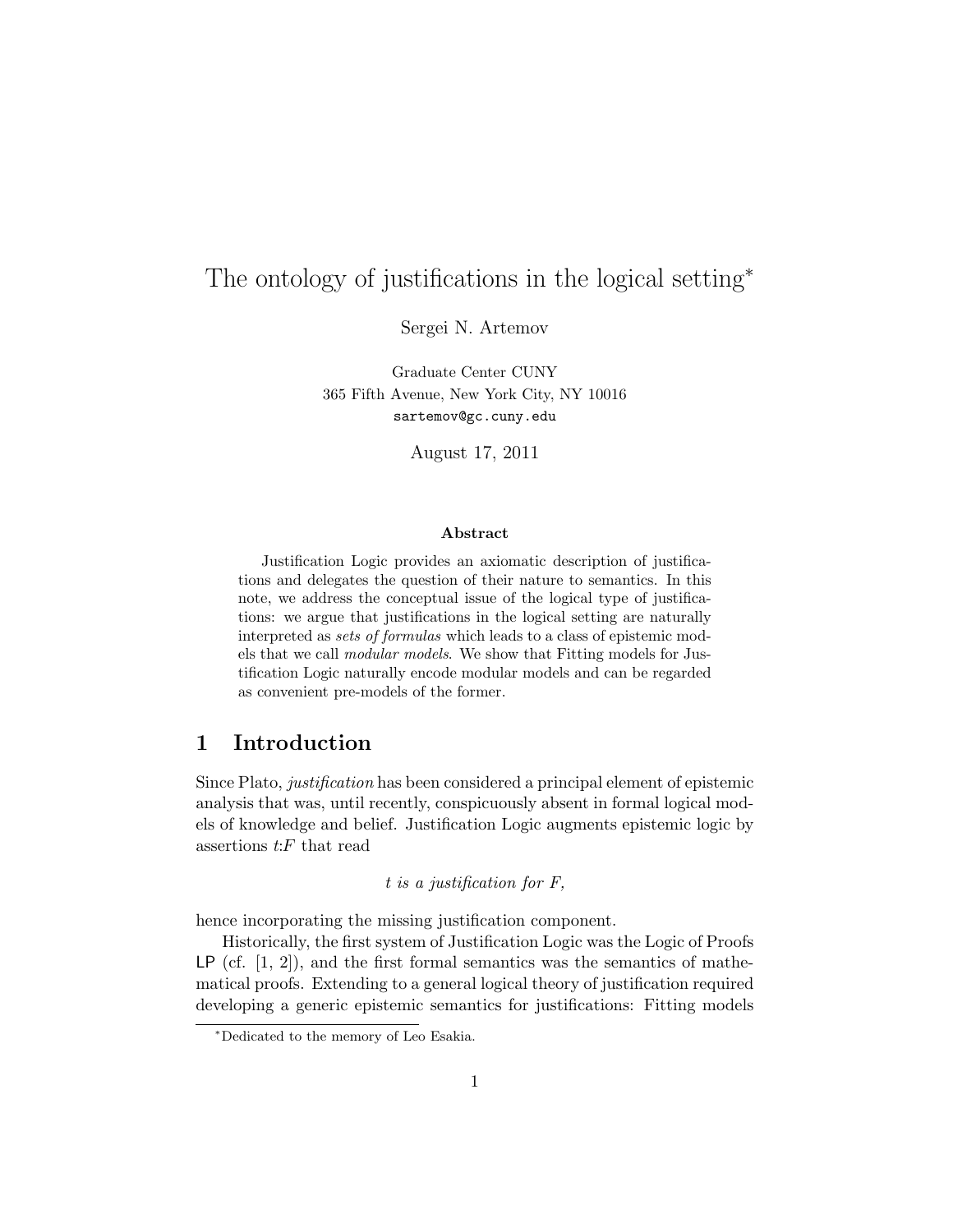# The ontology of justifications in the logical setting*

Sergei N. Artemov

Graduate Center CUNY
365 Fifth Avenue, New York City, NY 10016
sartemov@gc.cuny.edu

August 17, 2011

### Abstract

Justification Logic provides an axiomatic description of justifications and delegates the question of their nature to semantics. In this note, we address the conceptual issue of the logical type of justifications: we argue that justifications in the logical setting are naturally interpreted as *sets of formulas* which leads to a class of epistemic models that we call *modular models*. We show that Fitting models for Justification Logic naturally encode modular models and can be regarded as convenient pre-models of the former.

## 1 Introduction

Since Plato, *justification* has been considered a principal element of epistemic analysis that was, until recently, conspicuously absent in formal logical models of knowledge and belief. Justification Logic augments epistemic logic by assertions $t{:}F$ that read

*t is a justification for F,*

hence incorporating the missing justification component.

Historically, the first system of Justification Logic was the Logic of Proofs $\mathsf{LP}$ (cf. [1, 2]), and the first formal semantics was the semantics of mathematical proofs. Extending to a general logical theory of justification required developing a generic epistemic semantics for justifications: Fitting models

*Dedicated to the memory of Leo Esakia.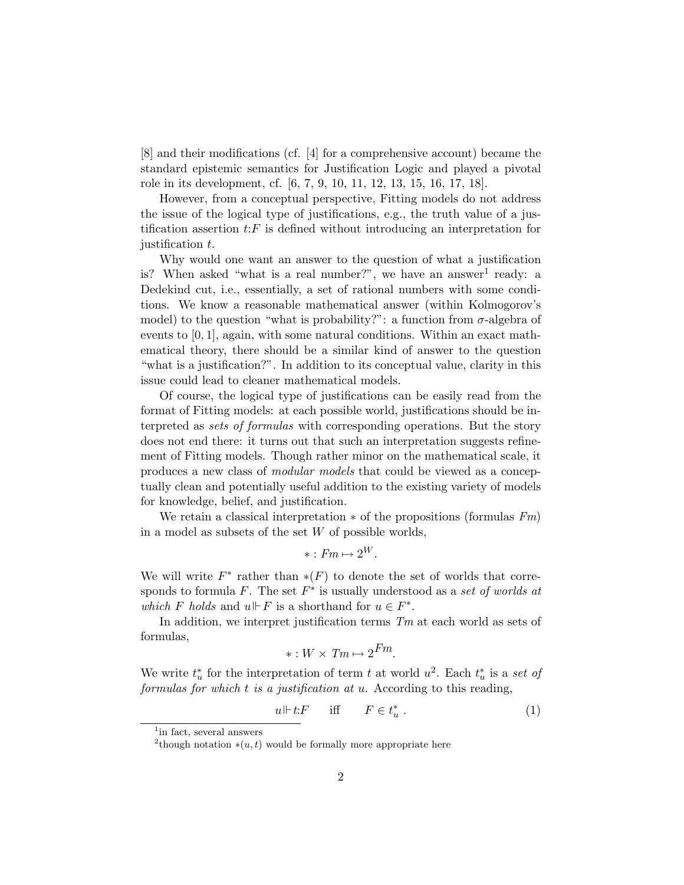[8] and their modifications (cf. [4] for a comprehensive account) became the standard epistemic semantics for Justification Logic and played a pivotal role in its development, cf. [6, 7, 9, 10, 11, 12, 13, 15, 16, 17, 18].

However, from a conceptual perspective, Fitting models do not address the issue of the logical type of justifications, e.g., the truth value of a justification assertion $t{:}F$ is defined without introducing an interpretation for justification $t$.

Why would one want an answer to the question of what a justification is? When asked "what is a real number?", we have an answer[1] ready: a Dedekind cut, i.e., essentially, a set of rational numbers with some conditions. We know a reasonable mathematical answer (within Kolmogorov's model) to the question "what is probability?": a function from $\sigma$-algebra of events to $[0,1]$, again, with some natural conditions. Within an exact mathematical theory, there should be a similar kind of answer to the question "what is a justification?". In addition to its conceptual value, clarity in this issue could lead to cleaner mathematical models.

Of course, the logical type of justifications can be easily read from the format of Fitting models: at each possible world, justifications should be interpreted as *sets of formulas* with corresponding operations. But the story does not end there: it turns out that such an interpretation suggests refinement of Fitting models. Though rather minor on the mathematical scale, it produces a new class of *modular models* that could be viewed as a conceptually clean and potentially useful addition to the existing variety of models for knowledge, belief, and justification.

We retain a classical interpretation $*$ of the propositions (formulas $Fm$) in a model as subsets of the set $W$ of possible worlds,

$$* : Fm \mapsto 2^W.$$

We will write $F^*$ rather than $*(F)$ to denote the set of worlds that corresponds to formula $F$. The set $F^*$ is usually understood as a *set of worlds at which $F$ holds* and $u \Vdash F$ is a shorthand for $u \in F^*$.

In addition, we interpret justification terms $Tm$ at each world as sets of formulas,

$$* : W \times Tm \mapsto 2^{Fm}.$$

We write $t^*_u$ for the interpretation of term $t$ at world $u$[2]. Each $t^*_u$ is a *set of formulas for which $t$ is a justification at $u$*. According to this reading,

$$u \Vdash t{:}F \qquad \text{iff} \qquad F \in t^*_u \ . \tag{1}$$

[1] in fact, several answers

[2] though notation $*(u,t)$ would be formally more appropriate here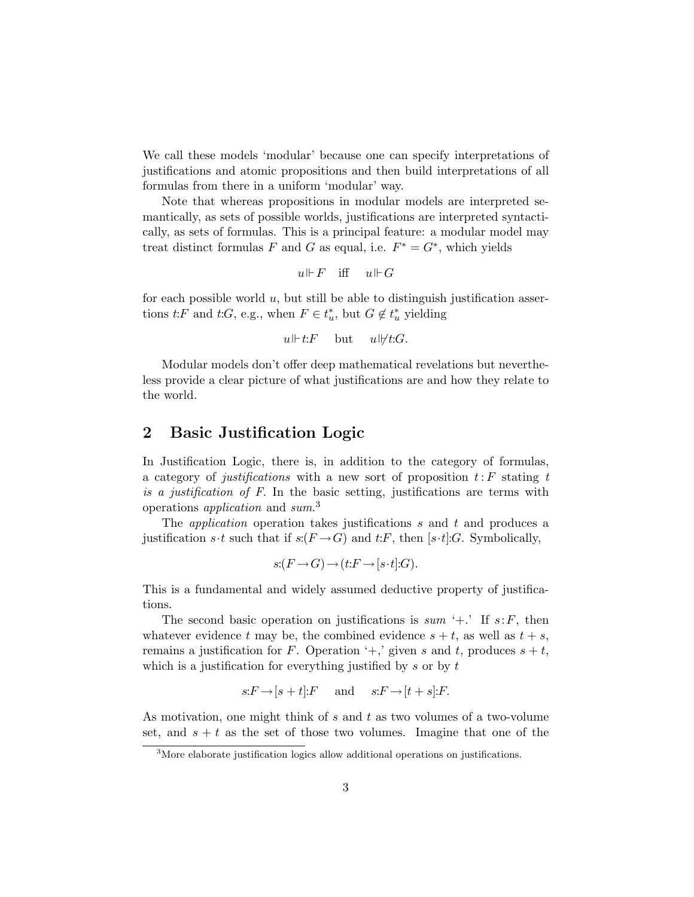We call these models 'modular' because one can specify interpretations of justifications and atomic propositions and then build interpretations of all formulas from there in a uniform 'modular' way.

Note that whereas propositions in modular models are interpreted semantically, as sets of possible worlds, justifications are interpreted syntactically, as sets of formulas. This is a principal feature: a modular model may treat distinct formulas $F$ and $G$ as equal, i.e. $F^* = G^*$, which yields

$$u \Vdash F \quad \text{iff} \quad u \Vdash G$$

for each possible world $u$, but still be able to distinguish justification assertions $t{:}F$ and $t{:}G$, e.g., when $F \in t^*_u$, but $G \notin t^*_u$ yielding

$$u \Vdash t{:}F \quad \text{but} \quad u \nVdash t{:}G.$$

Modular models don't offer deep mathematical revelations but nevertheless provide a clear picture of what justifications are and how they relate to the world.

## 2 Basic Justification Logic

In Justification Logic, there is, in addition to the category of formulas, a category of *justifications* with a new sort of proposition $t:F$ stating $t$ *is a justification of* $F$. In the basic setting, justifications are terms with operations *application* and *sum*.[3]

The *application* operation takes justifications $s$ and $t$ and produces a justification $s \cdot t$ such that if $s{:}(F \rightarrow G)$ and $t{:}F$, then $[s \cdot t]{:}G$. Symbolically,

$$s{:}(F \rightarrow G) \rightarrow (t{:}F \rightarrow [s \cdot t]{:}G).$$

This is a fundamental and widely assumed deductive property of justifications.

The second basic operation on justifications is *sum* '+.' If $s:F$, then whatever evidence $t$ may be, the combined evidence $s + t$, as well as $t + s$, remains a justification for $F$. Operation '+,' given $s$ and $t$, produces $s + t$, which is a justification for everything justified by $s$ or by $t$

$$s{:}F \rightarrow [s + t]{:}F \quad \text{and} \quad s{:}F \rightarrow [t + s]{:}F.$$

As motivation, one might think of $s$ and $t$ as two volumes of a two-volume set, and $s + t$ as the set of those two volumes. Imagine that one of the

[3] More elaborate justification logics allow additional operations on justifications.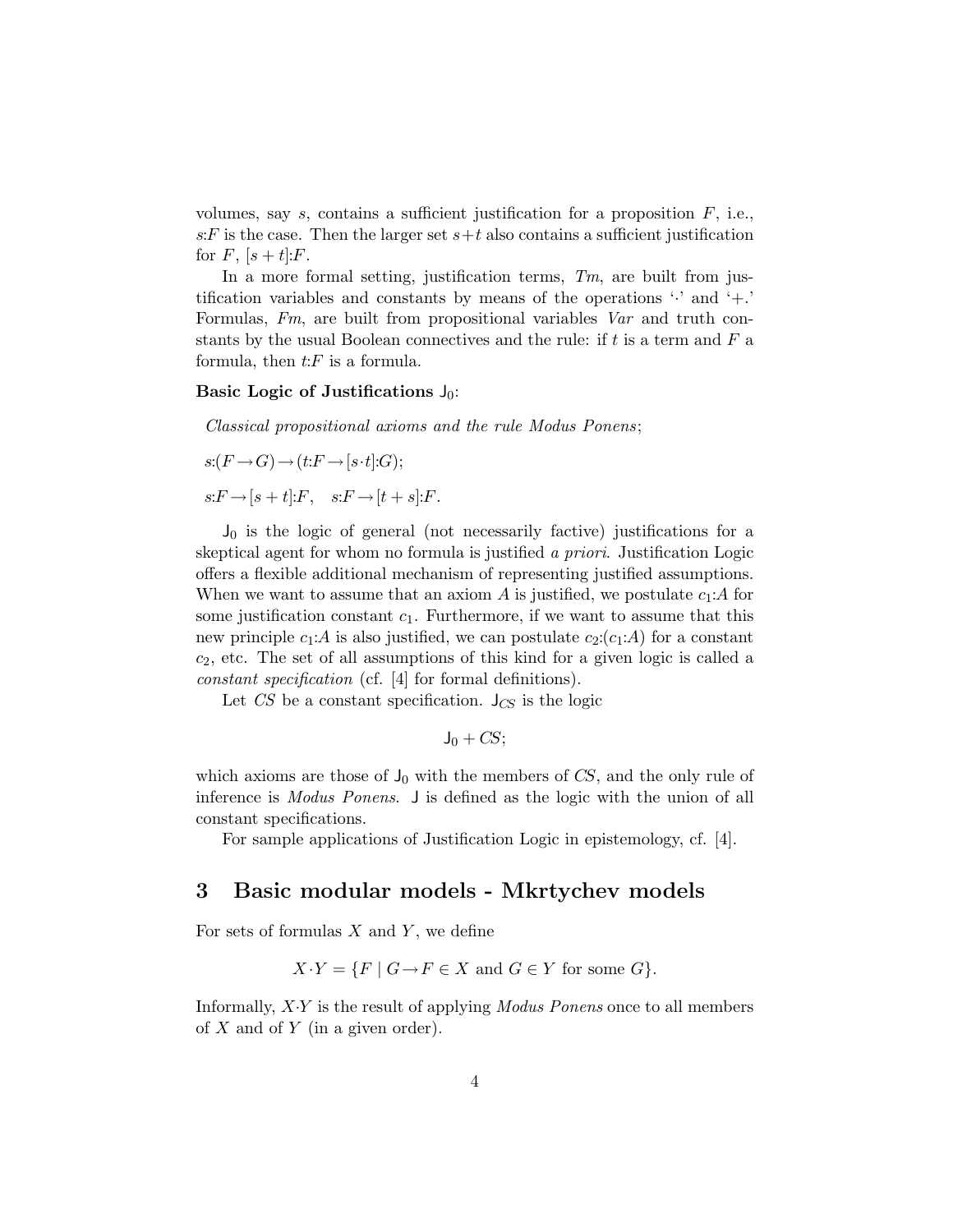volumes, say $s$, contains a sufficient justification for a proposition $F$, i.e., $s{:}F$ is the case. Then the larger set $s{+}t$ also contains a sufficient justification for $F$, $[s+t]{:}F$.

In a more formal setting, justification terms, *Tm*, are built from justification variables and constants by means of the operations '$\cdot$' and '$+$.' Formulas, *Fm*, are built from propositional variables *Var* and truth constants by the usual Boolean connectives and the rule: if $t$ is a term and $F$ a formula, then $t{:}F$ is a formula.

**Basic Logic of Justifications $\mathsf{J}_0$:**

*Classical propositional axioms and the rule Modus Ponens*;

$s{:}(F \rightarrow G) \rightarrow (t{:}F \rightarrow [s \cdot t]{:}G)$;

$s{:}F \rightarrow [s+t]{:}F, \quad s{:}F \rightarrow [t+s]{:}F.$

$\mathsf{J}_0$ is the logic of general (not necessarily factive) justifications for a skeptical agent for whom no formula is justified *a priori*. Justification Logic offers a flexible additional mechanism of representing justified assumptions. When we want to assume that an axiom $A$ is justified, we postulate $c_1{:}A$ for some justification constant $c_1$. Furthermore, if we want to assume that this new principle $c_1{:}A$ is also justified, we can postulate $c_2{:}(c_1{:}A)$ for a constant $c_2$, etc. The set of all assumptions of this kind for a given logic is called a *constant specification* (cf. [4] for formal definitions).

Let *CS* be a constant specification. $\mathsf{J}_{CS}$ is the logic

$$\mathsf{J}_0 + CS;$$

which axioms are those of $\mathsf{J}_0$ with the members of *CS*, and the only rule of inference is *Modus Ponens*. $\mathsf{J}$ is defined as the logic with the union of all constant specifications.

For sample applications of Justification Logic in epistemology, cf. [4].

## 3 Basic modular models - Mkrtychev models

For sets of formulas $X$ and $Y$, we define

$$X \cdot Y = \{F \mid G \rightarrow F \in X \text{ and } G \in Y \text{ for some } G\}.$$

Informally, $X{\cdot}Y$ is the result of applying *Modus Ponens* once to all members of $X$ and of $Y$ (in a given order).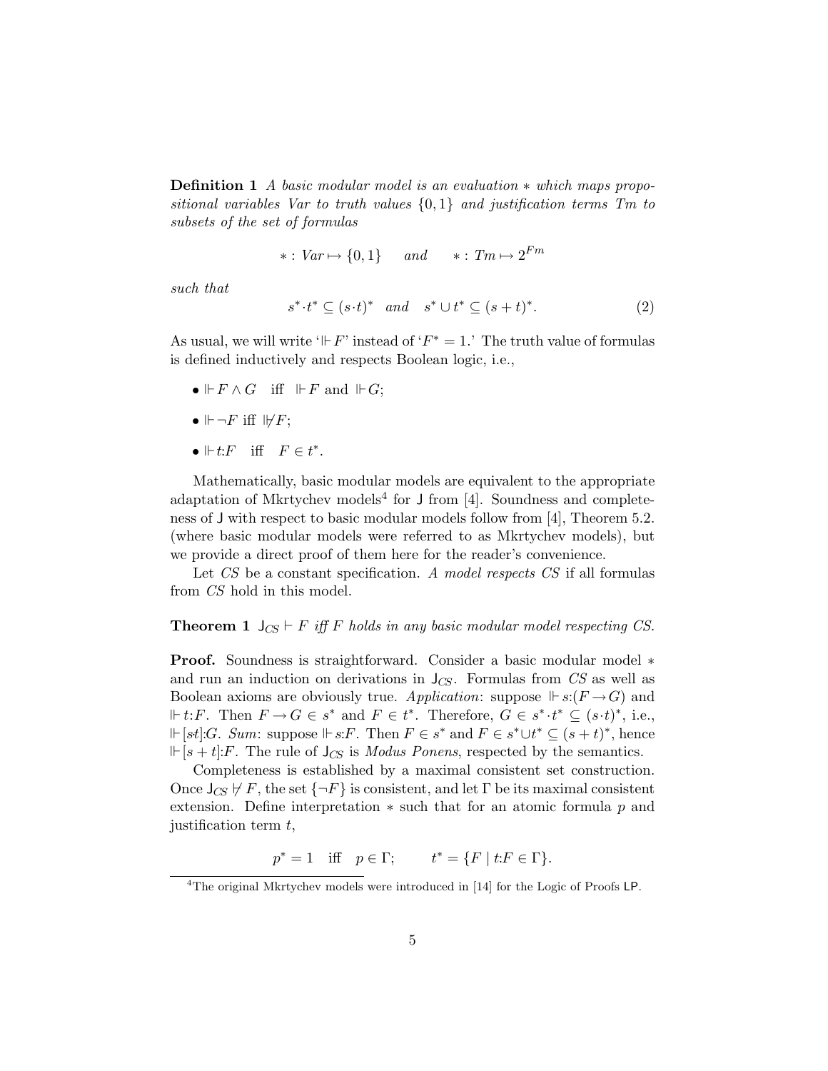**Definition 1** *A basic modular model is an evaluation $*$ which maps propositional variables Var to truth values $\{0,1\}$ and justification terms Tm to subsets of the set of formulas*

$$*: Var \mapsto \{0,1\} \quad \textit{and} \quad *: Tm \mapsto 2^{Fm}$$

*such that*

$$s^* \cdot t^* \subseteq (s \cdot t)^* \quad \textit{and} \quad s^* \cup t^* \subseteq (s+t)^*. \tag{2}$$

As usual, we will write '$\Vdash F$' instead of '$F^* = 1$.' The truth value of formulas is defined inductively and respects Boolean logic, i.e.,

- $\Vdash F \wedge G$ iff $\Vdash F$ and $\Vdash G$;
- $\Vdash \neg F$ iff $\not\Vdash F$;
- $\Vdash t{:}F$ iff $F \in t^*$.

Mathematically, basic modular models are equivalent to the appropriate adaptation of Mkrtychev models[4] for J from [4]. Soundness and completeness of J with respect to basic modular models follow from [4], Theorem 5.2. (where basic modular models were referred to as Mkrtychev models), but we provide a direct proof of them here for the reader's convenience.

Let $CS$ be a constant specification. *A model respects CS* if all formulas from $CS$ hold in this model.

**Theorem 1** *$\mathsf{J}_{CS} \vdash F$ iff $F$ holds in any basic modular model respecting CS.*

**Proof.** Soundness is straightforward. Consider a basic modular model $*$ and run an induction on derivations in $\mathsf{J}_{CS}$. Formulas from $CS$ as well as Boolean axioms are obviously true. *Application*: suppose $\Vdash s{:}(F \rightarrow G)$ and $\Vdash t{:}F$. Then $F \rightarrow G \in s^*$ and $F \in t^*$. Therefore, $G \in s^* \cdot t^* \subseteq (s \cdot t)^*$, i.e., $\Vdash [st]{:}G$. *Sum*: suppose $\Vdash s{:}F$. Then $F \in s^*$ and $F \in s^* \cup t^* \subseteq (s+t)^*$, hence $\Vdash [s+t]{:}F$. The rule of $\mathsf{J}_{CS}$ is *Modus Ponens*, respected by the semantics.

Completeness is established by a maximal consistent set construction. Once $\mathsf{J}_{CS} \not\vdash F$, the set $\{\neg F\}$ is consistent, and let $\Gamma$ be its maximal consistent extension. Define interpretation $*$ such that for an atomic formula $p$ and justification term $t$,

$$p^* = 1 \quad \text{iff} \quad p \in \Gamma; \qquad t^* = \{F \mid t{:}F \in \Gamma\}.$$

[4] The original Mkrtychev models were introduced in [14] for the Logic of Proofs LP.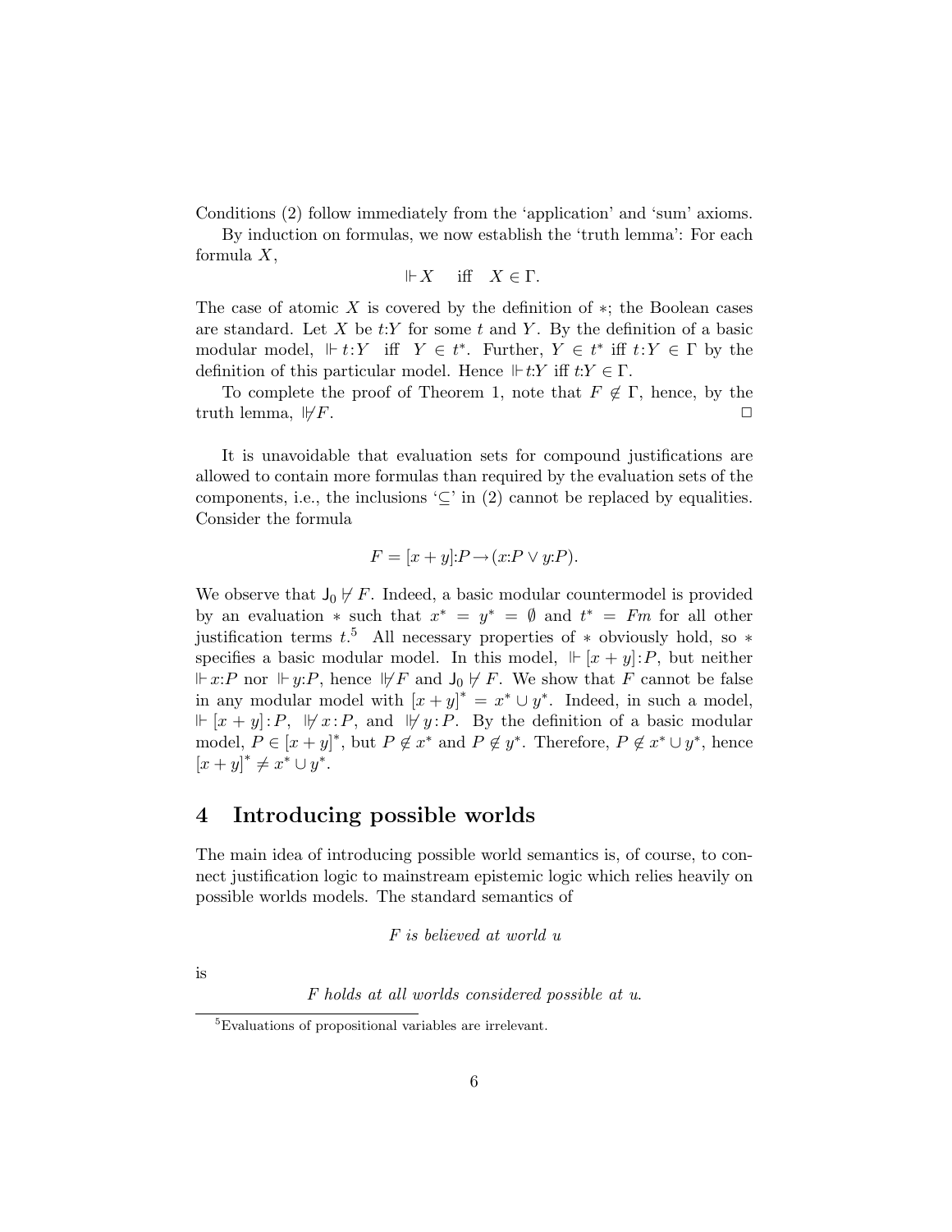Conditions (2) follow immediately from the 'application' and 'sum' axioms.

By induction on formulas, we now establish the 'truth lemma': For each formula $X$,

$$\Vdash X \quad \text{iff} \quad X \in \Gamma.$$

The case of atomic $X$ is covered by the definition of $*$; the Boolean cases are standard. Let $X$ be $t{:}Y$ for some $t$ and $Y$. By the definition of a basic modular model, $\Vdash t{:}Y$ iff $Y \in t^*$. Further, $Y \in t^*$ iff $t{:}Y \in \Gamma$ by the definition of this particular model. Hence $\Vdash t{:}Y$ iff $t{:}Y \in \Gamma$.

To complete the proof of Theorem 1, note that $F \notin \Gamma$, hence, by the truth lemma, $\not\Vdash F$. $\Box$

It is unavoidable that evaluation sets for compound justifications are allowed to contain more formulas than required by the evaluation sets of the components, i.e., the inclusions '$\subseteq$' in (2) cannot be replaced by equalities. Consider the formula

$$F = [x+y]{:}P \rightarrow (x{:}P \vee y{:}P).$$

We observe that $\mathsf{J}_0 \not\vdash F$. Indeed, a basic modular countermodel is provided by an evaluation $*$ such that $x^* = y^* = \emptyset$ and $t^* = Fm$ for all other justification terms $t$.[5] All necessary properties of $*$ obviously hold, so $*$ specifies a basic modular model. In this model, $\Vdash [x+y]{:}P$, but neither $\Vdash x{:}P$ nor $\Vdash y{:}P$, hence $\not\Vdash F$ and $\mathsf{J}_0 \not\vdash F$. We show that $F$ cannot be false in any modular model with $[x+y]^* = x^* \cup y^*$. Indeed, in such a model, $\Vdash [x+y]{:}P$, $\not\Vdash x{:}P$, and $\not\Vdash y{:}P$. By the definition of a basic modular model, $P \in [x+y]^*$, but $P \notin x^*$ and $P \notin y^*$. Therefore, $P \notin x^* \cup y^*$, hence $[x+y]^* \neq x^* \cup y^*$.

## 4 Introducing possible worlds

The main idea of introducing possible world semantics is, of course, to connect justification logic to mainstream epistemic logic which relies heavily on possible worlds models. The standard semantics of

*F is believed at world u*

is

*F holds at all worlds considered possible at u.*

[5] Evaluations of propositional variables are irrelevant.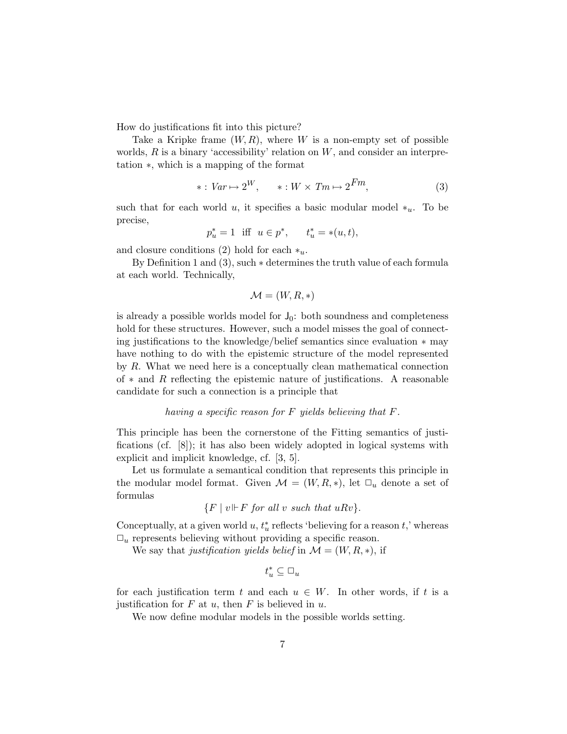How do justifications fit into this picture?

Take a Kripke frame $(W, R)$, where $W$ is a non-empty set of possible worlds, $R$ is a binary 'accessibility' relation on $W$, and consider an interpretation $*$, which is a mapping of the format

$$* : \mathit{Var} \mapsto 2^W, \qquad * : W \times \mathit{Tm} \mapsto 2^{\mathit{Fm}}, \tag{3}$$

such that for each world $u$, it specifies a basic modular model $*_u$. To be precise,

$$p^*_u = 1 \ \text{ iff } \ u \in p^*, \qquad t^*_u = *(u, t),$$

and closure conditions (2) hold for each $*_u$.

By Definition 1 and (3), such $*$ determines the truth value of each formula at each world. Technically,

$$\mathcal{M} = (W, R, *)$$

is already a possible worlds model for $\mathsf{J}_0$: both soundness and completeness hold for these structures. However, such a model misses the goal of connecting justifications to the knowledge/belief semantics since evaluation $*$ may have nothing to do with the epistemic structure of the model represented by $R$. What we need here is a conceptually clean mathematical connection of $*$ and $R$ reflecting the epistemic nature of justifications. A reasonable candidate for such a connection is a principle that

*having a specific reason for $F$ yields believing that $F$.*

This principle has been the cornerstone of the Fitting semantics of justifications (cf. [8]); it has also been widely adopted in logical systems with explicit and implicit knowledge, cf. [3, 5].

Let us formulate a semantical condition that represents this principle in the modular model format. Given $\mathcal{M} = (W, R, *)$, let $\Box_u$ denote a set of formulas

$$\{F \mid v \Vdash F \textit{ for all } v \textit{ such that } uRv\}.$$

Conceptually, at a given world $u$, $t^*_u$ reflects 'believing for a reason $t$,' whereas $\Box_u$ represents believing without providing a specific reason.

We say that *justification yields belief* in $\mathcal{M} = (W, R, *)$, if

$$t^*_u \subseteq \Box_u$$

for each justification term $t$ and each $u \in W$. In other words, if $t$ is a justification for $F$ at $u$, then $F$ is believed in $u$.

We now define modular models in the possible worlds setting.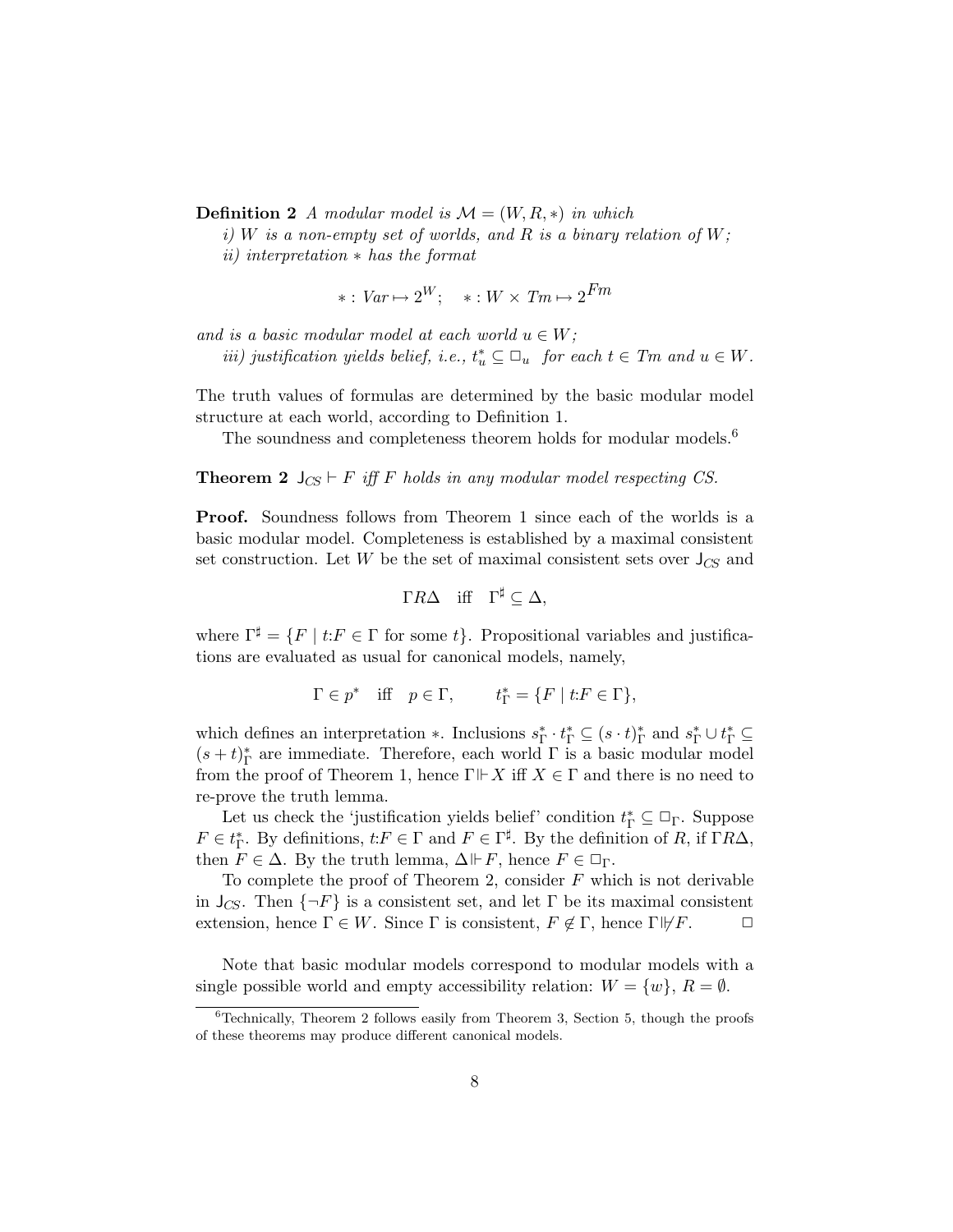**Definition 2** *A modular model is $\mathcal{M} = (W, R, *)$ in which*

*i) $W$ is a non-empty set of worlds, and $R$ is a binary relation of $W$;*

*ii) interpretation $*$ has the format*

$$* : Var \mapsto 2^W; \quad * : W \times Tm \mapsto 2^{Fm}$$

*and is a basic modular model at each world $u \in W$;*

*iii) justification yields belief, i.e., $t^*_u \subseteq \Box_u$ for each $t \in Tm$ and $u \in W$.*

The truth values of formulas are determined by the basic modular model structure at each world, according to Definition 1.

The soundness and completeness theorem holds for modular models.[6]

**Theorem 2** $\mathsf{J}_{CS} \vdash F$ *iff $F$ holds in any modular model respecting CS.*

**Proof.** Soundness follows from Theorem 1 since each of the worlds is a basic modular model. Completeness is established by a maximal consistent set construction. Let $W$ be the set of maximal consistent sets over $\mathsf{J}_{CS}$ and

$$\Gamma R \Delta \quad \text{iff} \quad \Gamma^\sharp \subseteq \Delta,$$

where $\Gamma^\sharp = \{F \mid t{:}F \in \Gamma \text{ for some } t\}$. Propositional variables and justifications are evaluated as usual for canonical models, namely,

$$\Gamma \in p^* \quad \text{iff} \quad p \in \Gamma, \qquad t^*_\Gamma = \{F \mid t{:}F \in \Gamma\},$$

which defines an interpretation $*$. Inclusions $s^*_\Gamma \cdot t^*_\Gamma \subseteq (s \cdot t)^*_\Gamma$ and $s^*_\Gamma \cup t^*_\Gamma \subseteq (s+t)^*_\Gamma$ are immediate. Therefore, each world $\Gamma$ is a basic modular model from the proof of Theorem 1, hence $\Gamma \Vdash X$ iff $X \in \Gamma$ and there is no need to re-prove the truth lemma.

Let us check the 'justification yields belief' condition $t^*_\Gamma \subseteq \Box_\Gamma$. Suppose $F \in t^*_\Gamma$. By definitions, $t{:}F \in \Gamma$ and $F \in \Gamma^\sharp$. By the definition of $R$, if $\Gamma R \Delta$, then $F \in \Delta$. By the truth lemma, $\Delta \Vdash F$, hence $F \in \Box_\Gamma$.

To complete the proof of Theorem 2, consider $F$ which is not derivable in $\mathsf{J}_{CS}$. Then $\{\neg F\}$ is a consistent set, and let $\Gamma$ be its maximal consistent extension, hence $\Gamma \in W$. Since $\Gamma$ is consistent, $F \notin \Gamma$, hence $\Gamma \not\Vdash F$. $\Box$

Note that basic modular models correspond to modular models with a single possible world and empty accessibility relation: $W = \{w\}$, $R = \emptyset$.

[6] Technically, Theorem 2 follows easily from Theorem 3, Section 5, though the proofs of these theorems may produce different canonical models.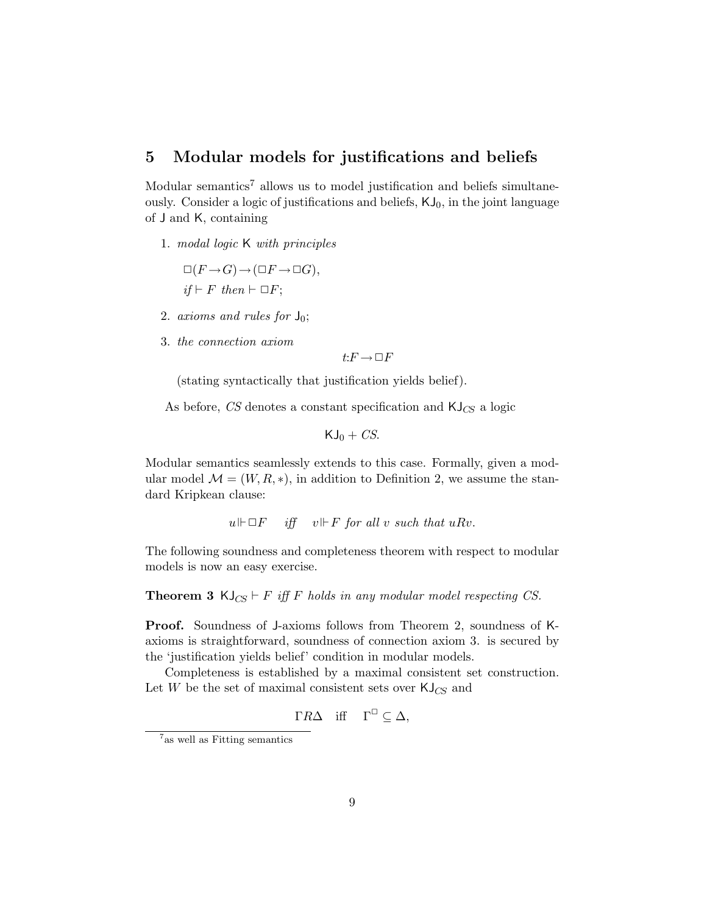## 5 Modular models for justifications and beliefs

Modular semantics[7] allows us to model justification and beliefs simultaneously. Consider a logic of justifications and beliefs, $\mathsf{KJ}_0$, in the joint language of $\mathsf{J}$ and $\mathsf{K}$, containing

1. *modal logic* $\mathsf{K}$ *with principles*

   $\Box(F \to G) \to (\Box F \to \Box G)$,
   *if* $\vdash F$ *then* $\vdash \Box F$;

2. *axioms and rules for* $\mathsf{J}_0$;

3. *the connection axiom*

$$t{:}F \to \Box F$$

   (stating syntactically that justification yields belief).

As before, $CS$ denotes a constant specification and $\mathsf{KJ}_{CS}$ a logic

$$\mathsf{KJ}_0 + CS.$$

Modular semantics seamlessly extends to this case. Formally, given a modular model $\mathcal{M} = (W, R, *)$, in addition to Definition 2, we assume the standard Kripkean clause:

$$u \Vdash \Box F \quad \textit{iff} \quad v \Vdash F \textit{ for all } v \textit{ such that } uRv.$$

The following soundness and completeness theorem with respect to modular models is now an easy exercise.

**Theorem 3** *$\mathsf{KJ}_{CS} \vdash F$ iff $F$ holds in any modular model respecting CS.*

**Proof.** Soundness of J-axioms follows from Theorem 2, soundness of K-axioms is straightforward, soundness of connection axiom 3. is secured by the 'justification yields belief' condition in modular models.

Completeness is established by a maximal consistent set construction. Let $W$ be the set of maximal consistent sets over $\mathsf{KJ}_{CS}$ and

$$\Gamma R \Delta \quad \text{iff} \quad \Gamma^{\Box} \subseteq \Delta,$$

[7] as well as Fitting semantics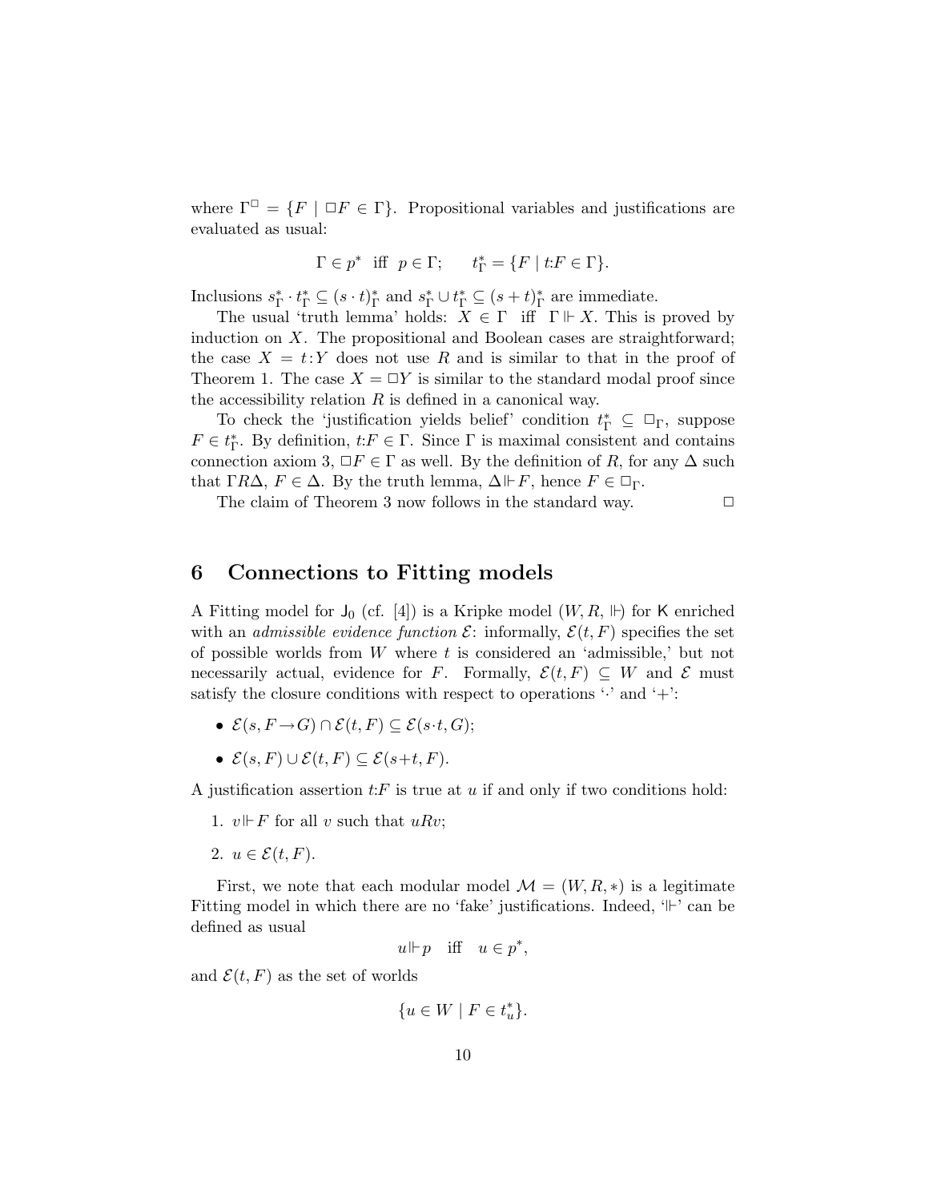where $\Gamma^\Box = \{F \mid \Box F \in \Gamma\}$. Propositional variables and justifications are evaluated as usual:

$$\Gamma \in p^* \text{ iff } p \in \Gamma; \qquad t^*_\Gamma = \{F \mid t{:}F \in \Gamma\}.$$

Inclusions $s^*_\Gamma \cdot t^*_\Gamma \subseteq (s \cdot t)^*_\Gamma$ and $s^*_\Gamma \cup t^*_\Gamma \subseteq (s+t)^*_\Gamma$ are immediate.

The usual 'truth lemma' holds: $X \in \Gamma$ iff $\Gamma \Vdash X$. This is proved by induction on $X$. The propositional and Boolean cases are straightforward; the case $X = t{:}Y$ does not use $R$ and is similar to that in the proof of Theorem 1. The case $X = \Box Y$ is similar to the standard modal proof since the accessibility relation $R$ is defined in a canonical way.

To check the 'justification yields belief' condition $t^*_\Gamma \subseteq \Box_\Gamma$, suppose $F \in t^*_\Gamma$. By definition, $t{:}F \in \Gamma$. Since $\Gamma$ is maximal consistent and contains connection axiom 3, $\Box F \in \Gamma$ as well. By the definition of $R$, for any $\Delta$ such that $\Gamma R \Delta$, $F \in \Delta$. By the truth lemma, $\Delta \Vdash F$, hence $F \in \Box_\Gamma$.

The claim of Theorem 3 now follows in the standard way. $\Box$

## 6 Connections to Fitting models

A Fitting model for $\mathsf{J}_0$ (cf. [4]) is a Kripke model $(W, R, \Vdash)$ for $\mathsf{K}$ enriched with an *admissible evidence function* $\mathcal{E}$: informally, $\mathcal{E}(t, F)$ specifies the set of possible worlds from $W$ where $t$ is considered an 'admissible,' but not necessarily actual, evidence for $F$. Formally, $\mathcal{E}(t, F) \subseteq W$ and $\mathcal{E}$ must satisfy the closure conditions with respect to operations '$\cdot$' and '$+$':

- $\mathcal{E}(s, F \to G) \cap \mathcal{E}(t, F) \subseteq \mathcal{E}(s \cdot t, G)$;
- $\mathcal{E}(s, F) \cup \mathcal{E}(t, F) \subseteq \mathcal{E}(s + t, F)$.

A justification assertion $t{:}F$ is true at $u$ if and only if two conditions hold:

1. $v \Vdash F$ for all $v$ such that $uRv$;
2. $u \in \mathcal{E}(t, F)$.

First, we note that each modular model $\mathcal{M} = (W, R, *)$ is a legitimate Fitting model in which there are no 'fake' justifications. Indeed, '$\Vdash$' can be defined as usual

$$u \Vdash p \quad \text{iff} \quad u \in p^*,$$

and $\mathcal{E}(t, F)$ as the set of worlds

$$\{u \in W \mid F \in t^*_u\}.$$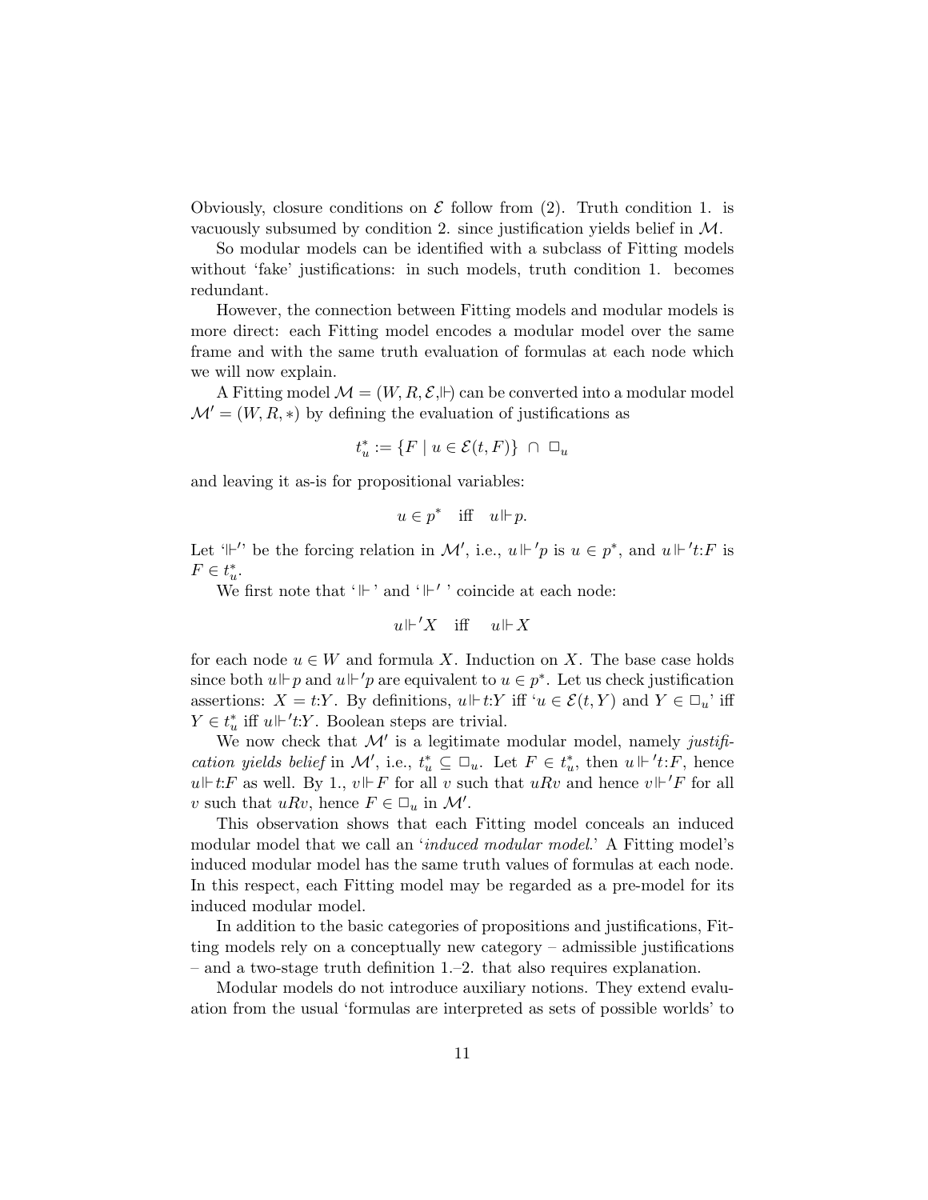Obviously, closure conditions on $\mathcal{E}$ follow from (2). Truth condition 1. is vacuously subsumed by condition 2. since justification yields belief in $\mathcal{M}$.

So modular models can be identified with a subclass of Fitting models without 'fake' justifications: in such models, truth condition 1. becomes redundant.

However, the connection between Fitting models and modular models is more direct: each Fitting model encodes a modular model over the same frame and with the same truth evaluation of formulas at each node which we will now explain.

A Fitting model $\mathcal{M} = (W, R, \mathcal{E}, \Vdash)$ can be converted into a modular model $\mathcal{M}' = (W, R, *)$ by defining the evaluation of justifications as

$$t^*_u := \{F \mid u \in \mathcal{E}(t, F)\} \;\cap\; \Box_u$$

and leaving it as-is for propositional variables:

$$u \in p^* \quad \text{iff} \quad u \Vdash p.$$

Let '$\Vdash'$' be the forcing relation in $\mathcal{M}'$, i.e., $u \Vdash' p$ is $u \in p^*$, and $u \Vdash' t{:}F$ is $F \in t^*_u$.

We first note that '$\Vdash$' and '$\Vdash'$' coincide at each node:

$$u \Vdash' X \quad \text{iff} \quad u \Vdash X$$

for each node $u \in W$ and formula $X$. Induction on $X$. The base case holds since both $u \Vdash p$ and $u \Vdash' p$ are equivalent to $u \in p^*$. Let us check justification assertions: $X = t{:}Y$. By definitions, $u \Vdash t{:}Y$ iff '$u \in \mathcal{E}(t, Y)$ and $Y \in \Box_u$' iff $Y \in t^*_u$ iff $u \Vdash' t{:}Y$. Boolean steps are trivial.

We now check that $\mathcal{M}'$ is a legitimate modular model, namely *justification yields belief* in $\mathcal{M}'$, i.e., $t^*_u \subseteq \Box_u$. Let $F \in t^*_u$, then $u \Vdash' t{:}F$, hence $u \Vdash t{:}F$ as well. By 1., $v \Vdash F$ for all $v$ such that $uRv$ and hence $v \Vdash' F$ for all $v$ such that $uRv$, hence $F \in \Box_u$ in $\mathcal{M}'$.

This observation shows that each Fitting model conceals an induced modular model that we call an '*induced modular model*.' A Fitting model's induced modular model has the same truth values of formulas at each node. In this respect, each Fitting model may be regarded as a pre-model for its induced modular model.

In addition to the basic categories of propositions and justifications, Fitting models rely on a conceptually new category – admissible justifications – and a two-stage truth definition 1.–2. that also requires explanation.

Modular models do not introduce auxiliary notions. They extend evaluation from the usual 'formulas are interpreted as sets of possible worlds' to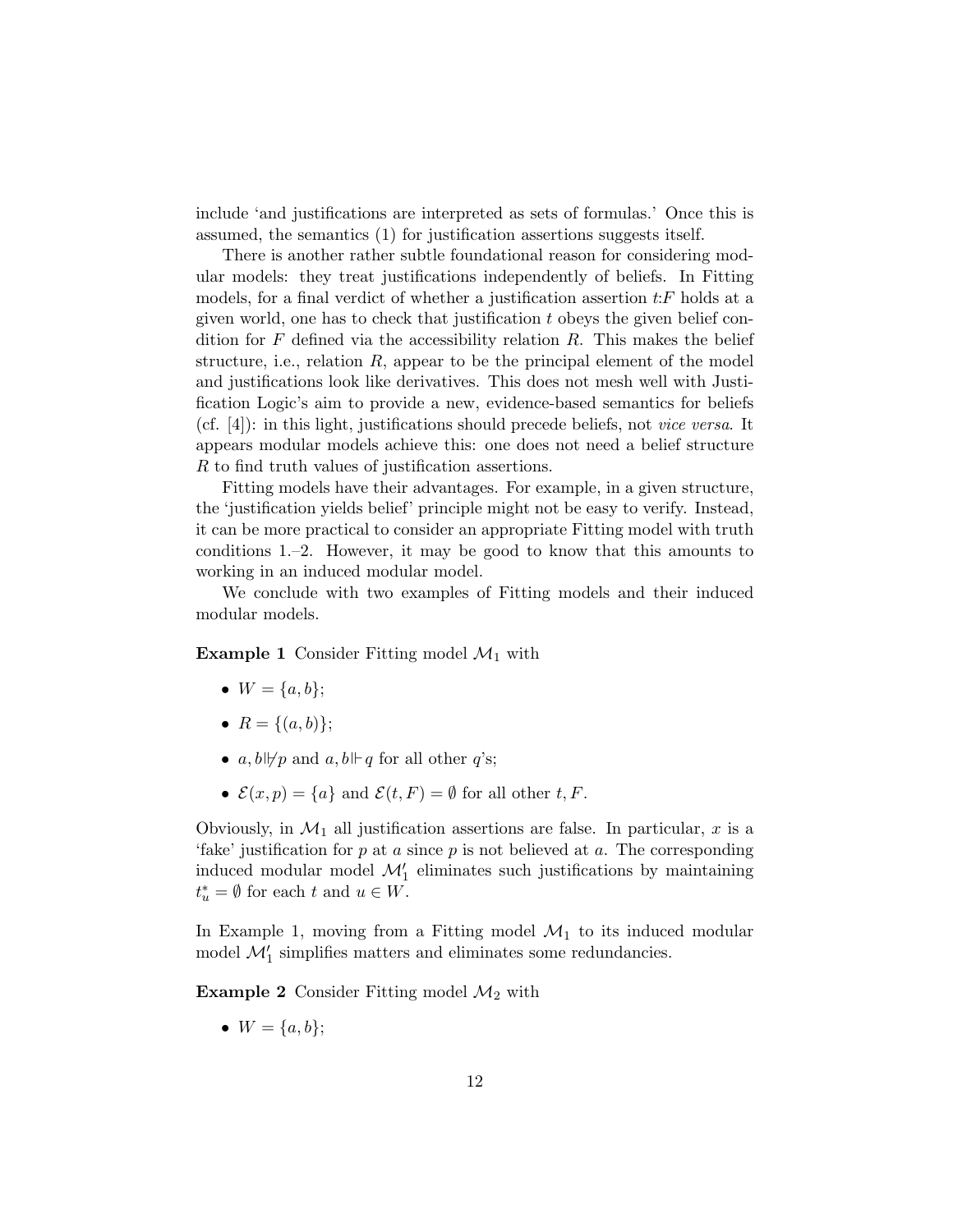include 'and justifications are interpreted as sets of formulas.' Once this is assumed, the semantics (1) for justification assertions suggests itself.

There is another rather subtle foundational reason for considering modular models: they treat justifications independently of beliefs. In Fitting models, for a final verdict of whether a justification assertion $t{:}F$ holds at a given world, one has to check that justification $t$ obeys the given belief condition for $F$ defined via the accessibility relation $R$. This makes the belief structure, i.e., relation $R$, appear to be the principal element of the model and justifications look like derivatives. This does not mesh well with Justification Logic's aim to provide a new, evidence-based semantics for beliefs (cf. [4]): in this light, justifications should precede beliefs, not *vice versa*. It appears modular models achieve this: one does not need a belief structure $R$ to find truth values of justification assertions.

Fitting models have their advantages. For example, in a given structure, the 'justification yields belief' principle might not be easy to verify. Instead, it can be more practical to consider an appropriate Fitting model with truth conditions 1.–2. However, it may be good to know that this amounts to working in an induced modular model.

We conclude with two examples of Fitting models and their induced modular models.

**Example 1** Consider Fitting model $\mathcal{M}_1$ with

- $W = \{a, b\}$;
- $R = \{(a, b)\}$;
- $a, b \not\Vdash p$ and $a, b \Vdash q$ for all other $q$'s;
- $\mathcal{E}(x, p) = \{a\}$ and $\mathcal{E}(t, F) = \emptyset$ for all other $t, F$.

Obviously, in $\mathcal{M}_1$ all justification assertions are false. In particular, $x$ is a 'fake' justification for $p$ at $a$ since $p$ is not believed at $a$. The corresponding induced modular model $\mathcal{M}_1'$ eliminates such justifications by maintaining $t_u^* = \emptyset$ for each $t$ and $u \in W$.

In Example 1, moving from a Fitting model $\mathcal{M}_1$ to its induced modular model $\mathcal{M}_1'$ simplifies matters and eliminates some redundancies.

**Example 2** Consider Fitting model $\mathcal{M}_2$ with

- $W = \{a, b\}$;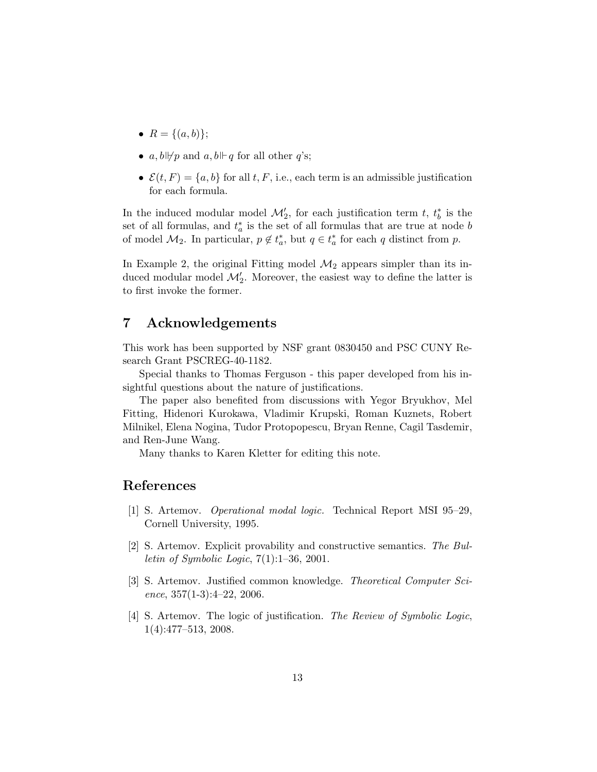- $R = \{(a, b)\}$;
- $a, b \not\Vdash p$ and $a, b \Vdash q$ for all other $q$'s;
- $\mathcal{E}(t, F) = \{a, b\}$ for all $t, F$, i.e., each term is an admissible justification for each formula.

In the induced modular model $\mathcal{M}_2'$, for each justification term $t$, $t_b^*$ is the set of all formulas, and $t_a^*$ is the set of all formulas that are true at node $b$ of model $\mathcal{M}_2$. In particular, $p \notin t_a^*$, but $q \in t_a^*$ for each $q$ distinct from $p$.

In Example 2, the original Fitting model $\mathcal{M}_2$ appears simpler than its induced modular model $\mathcal{M}_2'$. Moreover, the easiest way to define the latter is to first invoke the former.

## 7 Acknowledgements

This work has been supported by NSF grant 0830450 and PSC CUNY Research Grant PSCREG-40-1182.

Special thanks to Thomas Ferguson - this paper developed from his insightful questions about the nature of justifications.

The paper also benefited from discussions with Yegor Bryukhov, Mel Fitting, Hidenori Kurokawa, Vladimir Krupski, Roman Kuznets, Robert Milnikel, Elena Nogina, Tudor Protopopescu, Bryan Renne, Cagil Tasdemir, and Ren-June Wang.

Many thanks to Karen Kletter for editing this note.

## References

[1] S. Artemov. *Operational modal logic.* Technical Report MSI 95–29, Cornell University, 1995.

[2] S. Artemov. Explicit provability and constructive semantics. *The Bulletin of Symbolic Logic*, 7(1):1–36, 2001.

[3] S. Artemov. Justified common knowledge. *Theoretical Computer Science*, 357(1-3):4–22, 2006.

[4] S. Artemov. The logic of justification. *The Review of Symbolic Logic*, 1(4):477–513, 2008.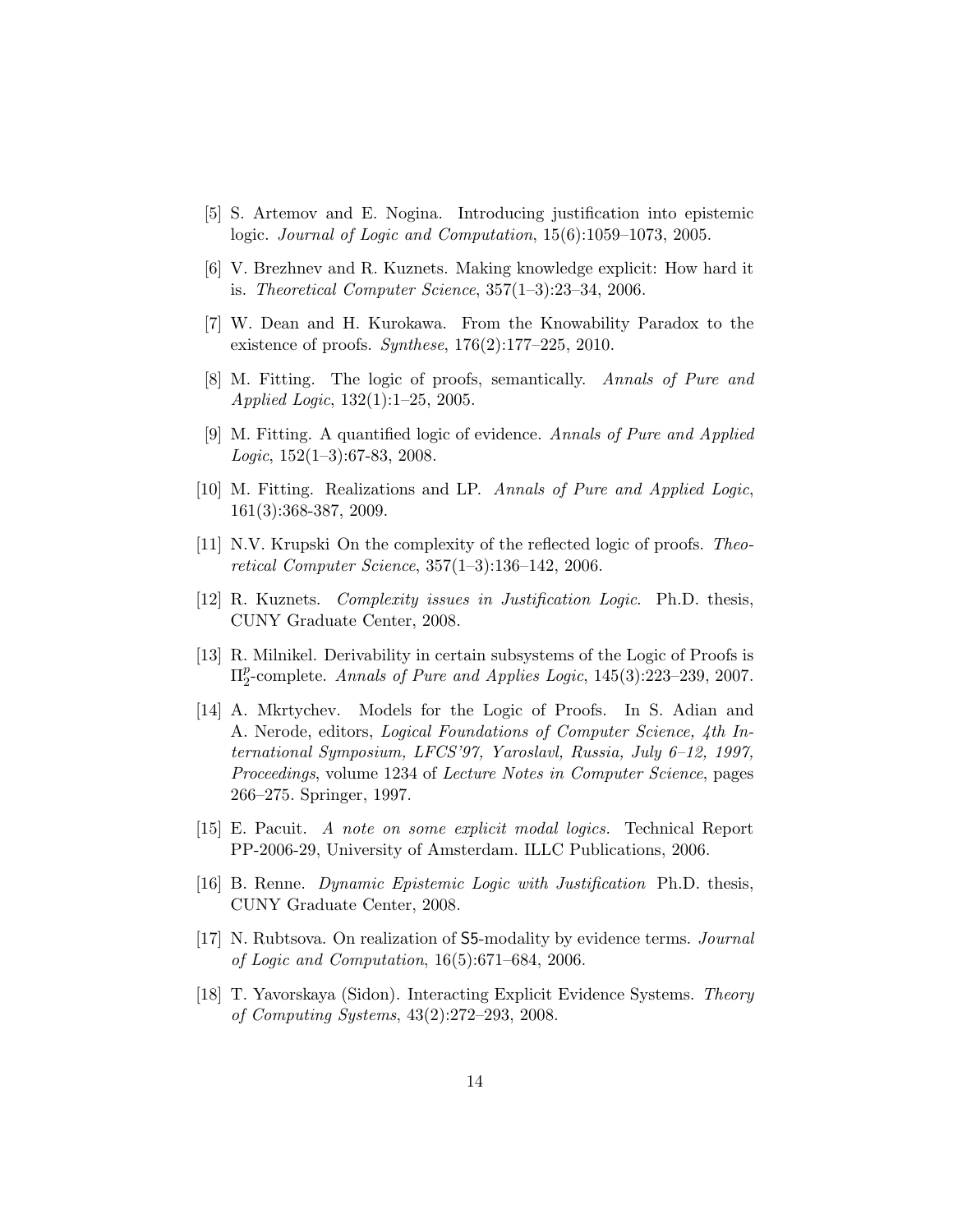[5] S. Artemov and E. Nogina. Introducing justification into epistemic logic. *Journal of Logic and Computation*, 15(6):1059–1073, 2005.

[6] V. Brezhnev and R. Kuznets. Making knowledge explicit: How hard it is. *Theoretical Computer Science*, 357(1–3):23–34, 2006.

[7] W. Dean and H. Kurokawa. From the Knowability Paradox to the existence of proofs. *Synthese*, 176(2):177–225, 2010.

[8] M. Fitting. The logic of proofs, semantically. *Annals of Pure and Applied Logic*, 132(1):1–25, 2005.

[9] M. Fitting. A quantified logic of evidence. *Annals of Pure and Applied Logic*, 152(1–3):67-83, 2008.

[10] M. Fitting. Realizations and LP. *Annals of Pure and Applied Logic*, 161(3):368-387, 2009.

[11] N.V. Krupski On the complexity of the reflected logic of proofs. *Theoretical Computer Science*, 357(1–3):136–142, 2006.

[12] R. Kuznets. *Complexity issues in Justification Logic.* Ph.D. thesis, CUNY Graduate Center, 2008.

[13] R. Milnikel. Derivability in certain subsystems of the Logic of Proofs is $\Pi_2^p$-complete. *Annals of Pure and Applies Logic*, 145(3):223–239, 2007.

[14] A. Mkrtychev. Models for the Logic of Proofs. In S. Adian and A. Nerode, editors, *Logical Foundations of Computer Science, 4th International Symposium, LFCS'97, Yaroslavl, Russia, July 6–12, 1997, Proceedings*, volume 1234 of *Lecture Notes in Computer Science*, pages 266–275. Springer, 1997.

[15] E. Pacuit. *A note on some explicit modal logics.* Technical Report PP-2006-29, University of Amsterdam. ILLC Publications, 2006.

[16] B. Renne. *Dynamic Epistemic Logic with Justification* Ph.D. thesis, CUNY Graduate Center, 2008.

[17] N. Rubtsova. On realization of S5-modality by evidence terms. *Journal of Logic and Computation*, 16(5):671–684, 2006.

[18] T. Yavorskaya (Sidon). Interacting Explicit Evidence Systems. *Theory of Computing Systems*, 43(2):272–293, 2008.